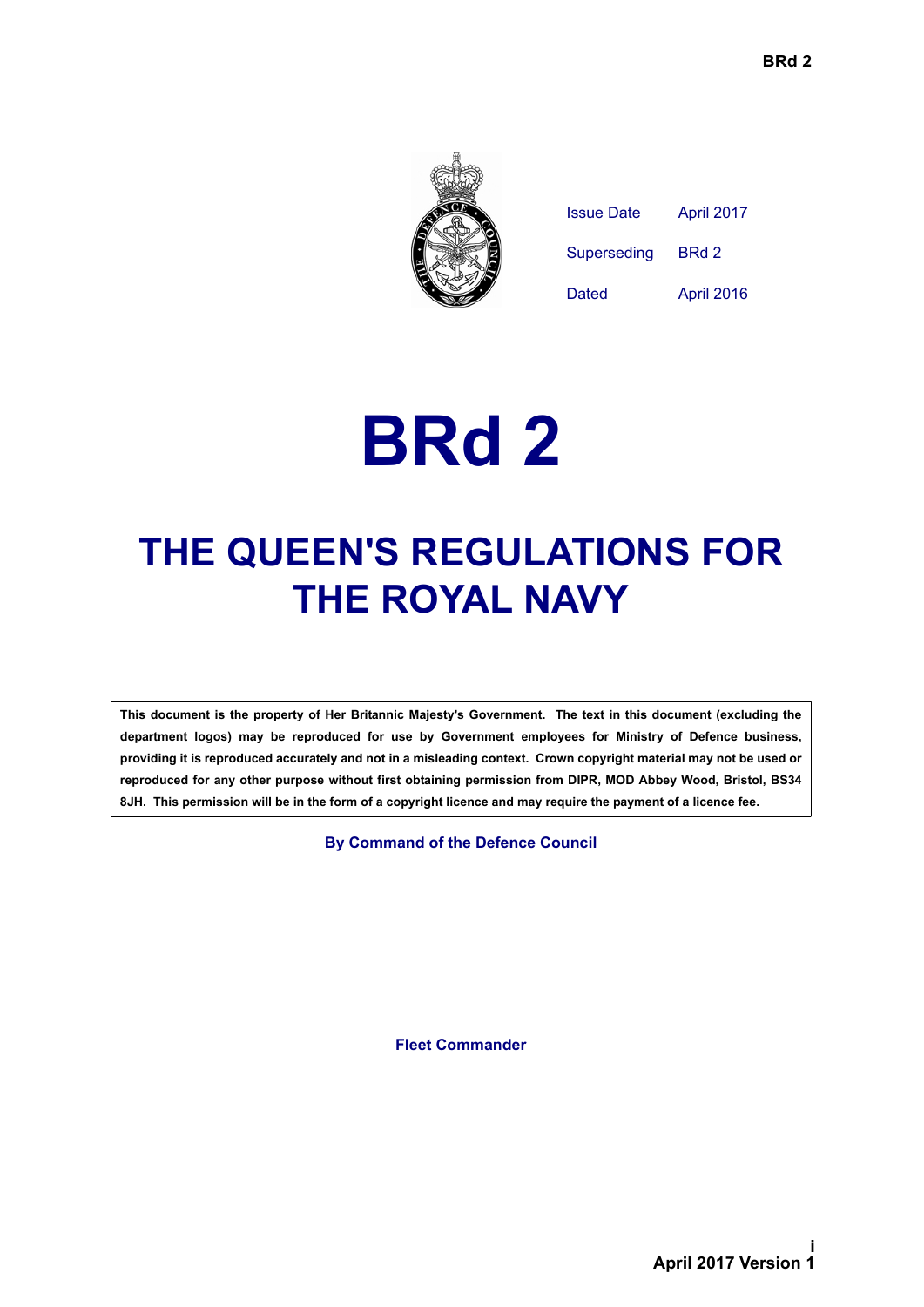| Issue Date | April 2017 |
| --- | --- |
| Superseding | BRd 2 |
| Dated | April 2016 |

# BRd 2

# THE QUEEN'S REGULATIONS FOR THE ROYAL NAVY

**This document is the property of Her Britannic Majesty's Government. The text in this document (excluding the department logos) may be reproduced for use by Government employees for Ministry of Defence business, providing it is reproduced accurately and not in a misleading context. Crown copyright material may not be used or reproduced for any other purpose without first obtaining permission from DIPR, MOD Abbey Wood, Bristol, BS34 8JH. This permission will be in the form of a copyright licence and may require the payment of a licence fee.**

**By Command of the Defence Council**

**Fleet Commander**

**April 2017 Version 1**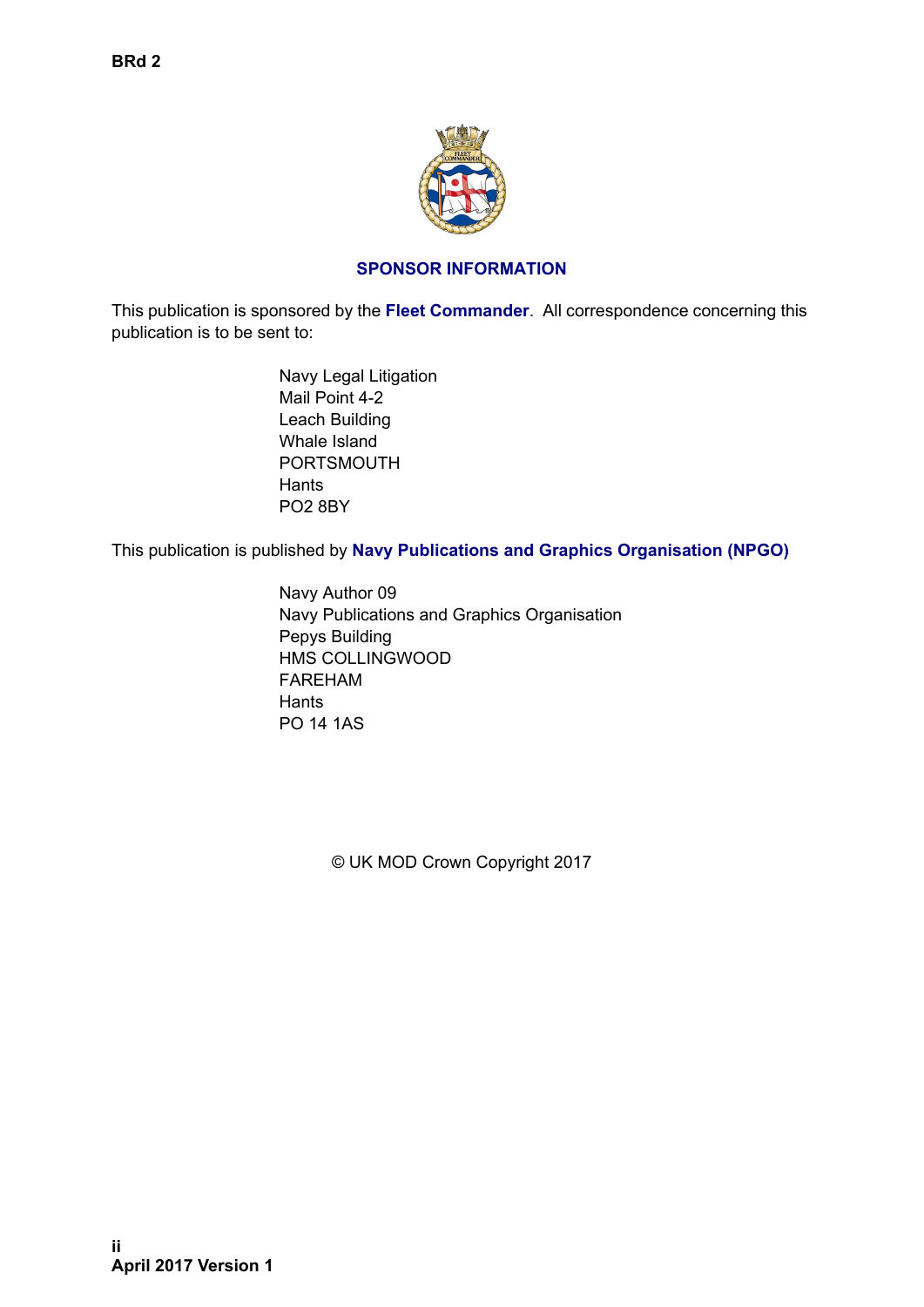## SPONSOR INFORMATION

This publication is sponsored by the **Fleet Commander**. All correspondence concerning this publication is to be sent to:

Navy Legal Litigation
Mail Point 4-2
Leach Building
Whale Island
PORTSMOUTH
Hants
PO2 8BY

This publication is published by **Navy Publications and Graphics Organisation (NPGO)**

Navy Author 09
Navy Publications and Graphics Organisation
Pepys Building
HMS COLLINGWOOD
FAREHAM
Hants
PO 14 1AS

© UK MOD Crown Copyright 2017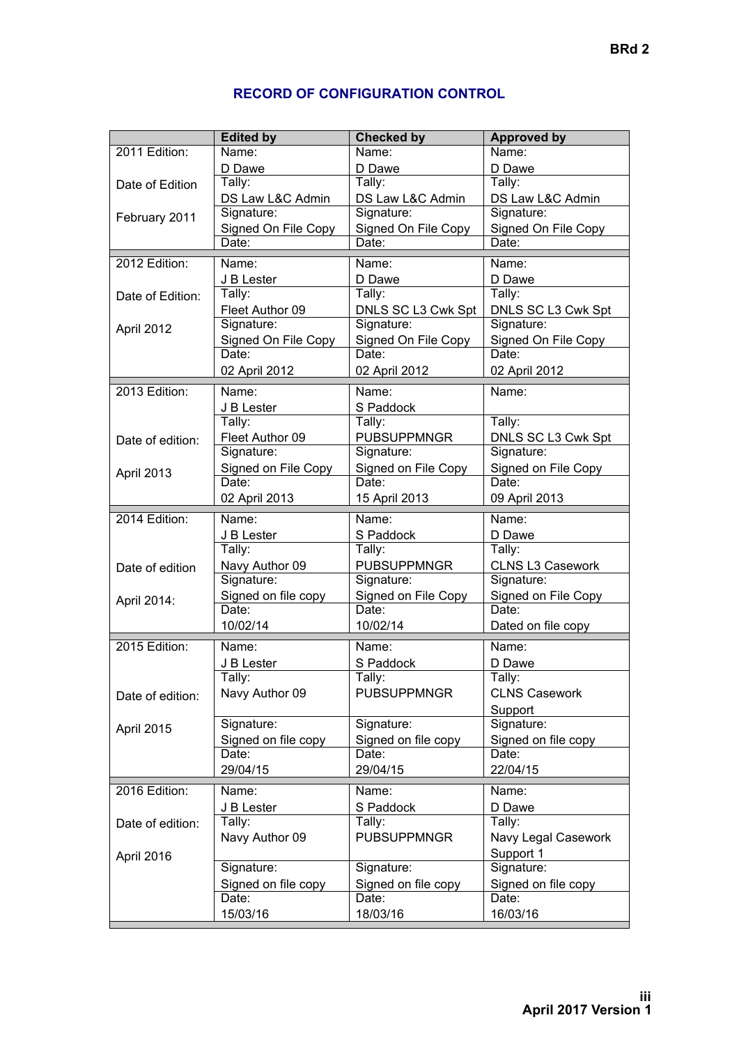## RECORD OF CONFIGURATION CONTROL

| | Edited by | Checked by | Approved by |
|---|---|---|---|
| 2011 Edition: | Name: D Dawe | Name: D Dawe | Name: D Dawe |
| Date of Edition | Tally: DS Law L&C Admin | Tally: DS Law L&C Admin | Tally: DS Law L&C Admin |
| February 2011 | Signature: Signed On File Copy | Signature: Signed On File Copy | Signature: Signed On File Copy |
| | Date: | Date: | Date: |
| 2012 Edition: | Name: J B Lester | Name: D Dawe | Name: D Dawe |
| Date of Edition: | Tally: Fleet Author 09 | Tally: DNLS SC L3 Cwk Spt | Tally: DNLS SC L3 Cwk Spt |
| April 2012 | Signature: Signed On File Copy | Signature: Signed On File Copy | Signature: Signed On File Copy |
| | Date: 02 April 2012 | Date: 02 April 2012 | Date: 02 April 2012 |
| 2013 Edition: | Name: J B Lester | Name: S Paddock | Name: |
| Date of edition: | Tally: Fleet Author 09 | Tally: PUBSUPPMNGR | Tally: DNLS SC L3 Cwk Spt |
| April 2013 | Signature: Signed on File Copy | Signature: Signed on File Copy | Signature: Signed on File Copy |
| | Date: 02 April 2013 | Date: 15 April 2013 | Date: 09 April 2013 |
| 2014 Edition: | Name: J B Lester | Name: S Paddock | Name: D Dawe |
| Date of edition | Tally: Navy Author 09 | Tally: PUBSUPPMNGR | Tally: CLNS L3 Casework |
| April 2014: | Signature: Signed on file copy | Signature: Signed on File Copy | Signature: Signed on File Copy |
| | Date: 10/02/14 | Date: 10/02/14 | Date: Dated on file copy |
| 2015 Edition: | Name: J B Lester | Name: S Paddock | Name: D Dawe |
| Date of edition: | Tally: Navy Author 09 | Tally: PUBSUPPMNGR | Tally: CLNS Casework Support |
| April 2015 | Signature: Signed on file copy | Signature: Signed on file copy | Signature: Signed on file copy |
| | Date: 29/04/15 | Date: 29/04/15 | Date: 22/04/15 |
| 2016 Edition: | Name: J B Lester | Name: S Paddock | Name: D Dawe |
| Date of edition: | Tally: Navy Author 09 | Tally: PUBSUPPMNGR | Tally: Navy Legal Casework Support 1 |
| April 2016 | Signature: Signed on file copy | Signature: Signed on file copy | Signature: Signed on file copy |
| | Date: 15/03/16 | Date: 18/03/16 | Date: 16/03/16 |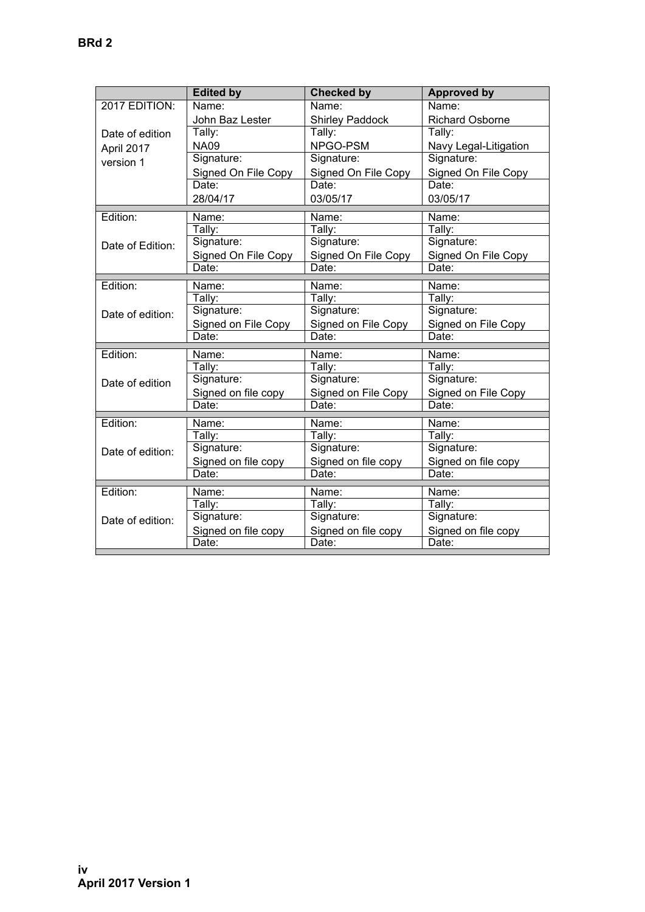| | Edited by | Checked by | Approved by |
|---|---|---|---|
| 2017 EDITION:<br><br>Date of edition<br>April 2017<br>version 1 | Name:<br>John Baz Lester | Name:<br>Shirley Paddock | Name:<br>Richard Osborne |
| | Tally:<br>NA09 | Tally:<br>NPGO-PSM | Tally:<br>Navy Legal-Litigation |
| | Signature:<br>Signed On File Copy | Signature:<br>Signed On File Copy | Signature:<br>Signed On File Copy |
| | Date:<br>28/04/17 | Date:<br>03/05/17 | Date:<br>03/05/17 |
| Edition:<br><br>Date of Edition: | Name: | Name: | Name: |
| | Tally: | Tally: | Tally: |
| | Signature:<br>Signed On File Copy | Signature:<br>Signed On File Copy | Signature:<br>Signed On File Copy |
| | Date: | Date: | Date: |
| Edition:<br><br>Date of edition: | Name: | Name: | Name: |
| | Tally: | Tally: | Tally: |
| | Signature:<br>Signed on File Copy | Signature:<br>Signed on File Copy | Signature:<br>Signed on File Copy |
| | Date: | Date: | Date: |
| Edition:<br><br>Date of edition | Name: | Name: | Name: |
| | Tally: | Tally: | Tally: |
| | Signature:<br>Signed on file copy | Signature:<br>Signed on File Copy | Signature:<br>Signed on File Copy |
| | Date: | Date: | Date: |
| Edition:<br><br>Date of edition: | Name: | Name: | Name: |
| | Tally: | Tally: | Tally: |
| | Signature:<br>Signed on file copy | Signature:<br>Signed on file copy | Signature:<br>Signed on file copy |
| | Date: | Date: | Date: |
| Edition:<br><br>Date of edition: | Name: | Name: | Name: |
| | Tally: | Tally: | Tally: |
| | Signature:<br>Signed on file copy | Signature:<br>Signed on file copy | Signature:<br>Signed on file copy |
| | Date: | Date: | Date: |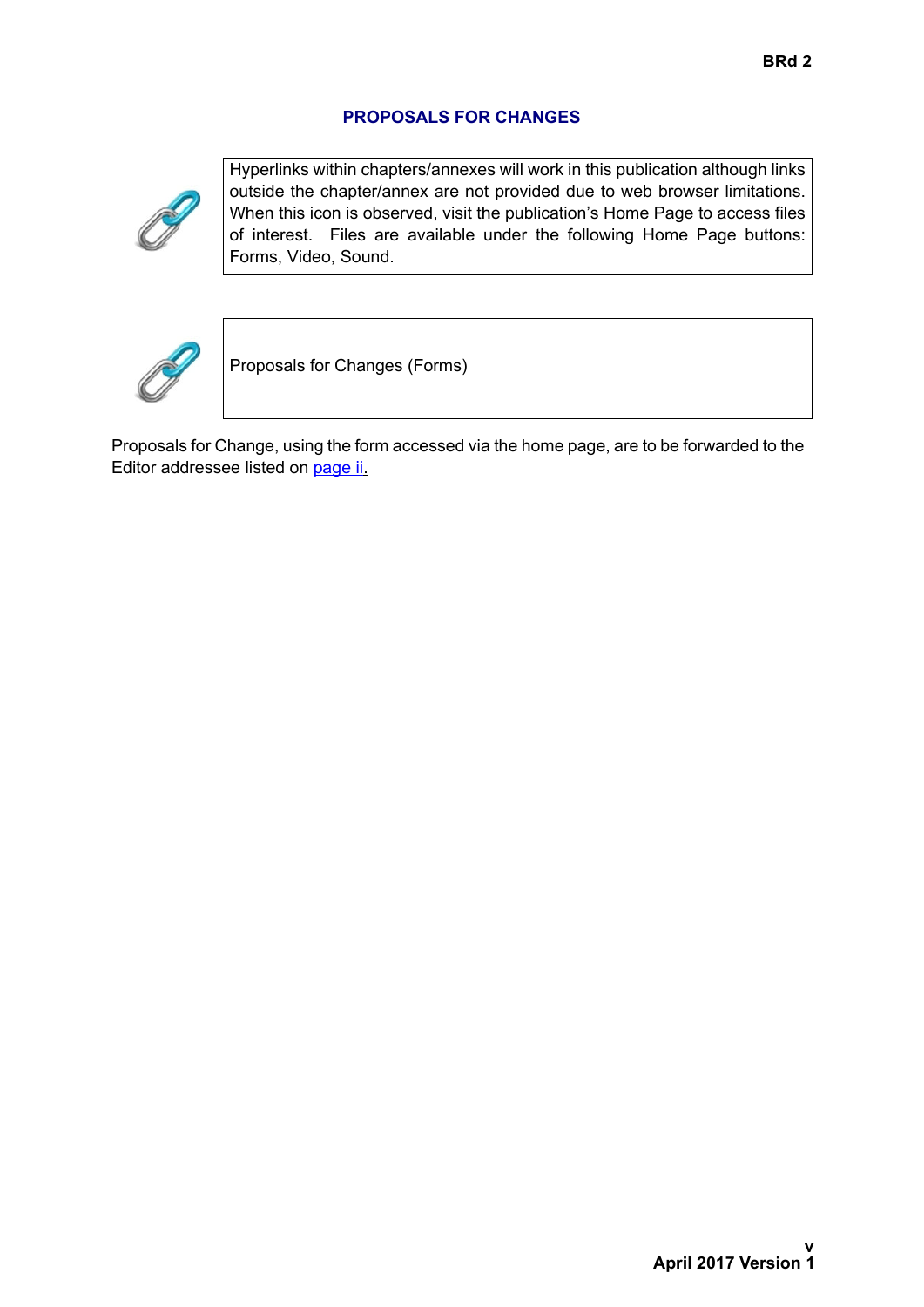## PROPOSALS FOR CHANGES

| Hyperlinks within chapters/annexes will work in this publication although links outside the chapter/annex are not provided due to web browser limitations. When this icon is observed, visit the publication's Home Page to access files of interest. Files are available under the following Home Page buttons: Forms, Video, Sound. |
|---|

| Proposals for Changes (Forms) |
|---|

Proposals for Change, using the form accessed via the home page, are to be forwarded to the Editor addressee listed on page ii.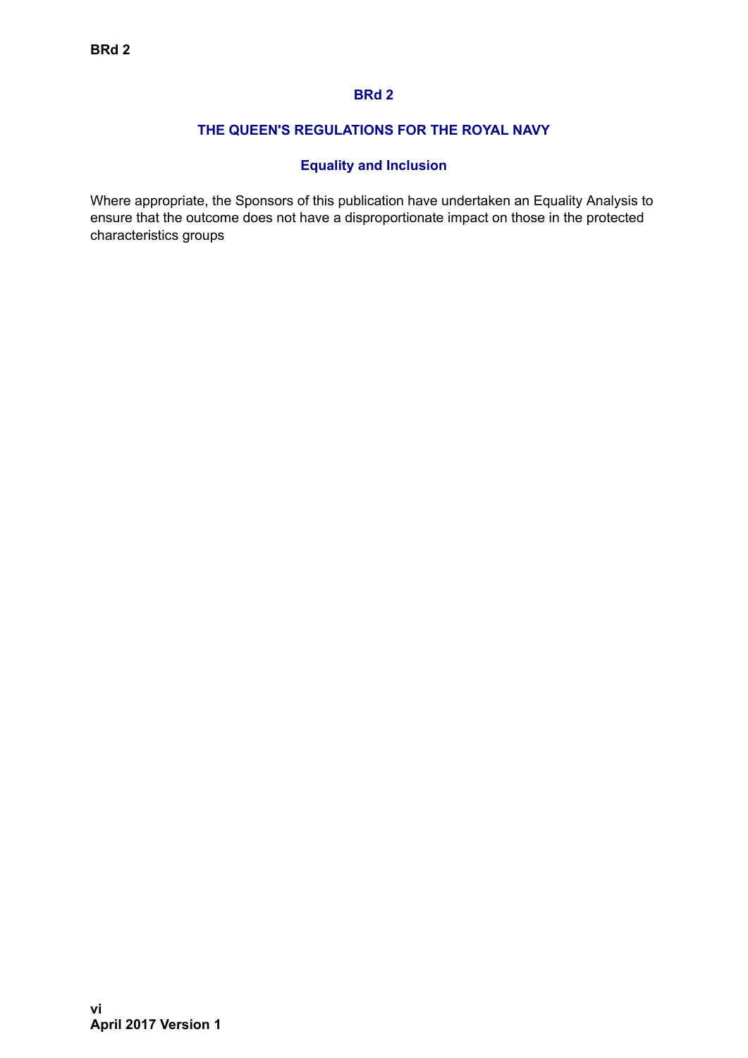# BRd 2

## THE QUEEN'S REGULATIONS FOR THE ROYAL NAVY

### Equality and Inclusion

Where appropriate, the Sponsors of this publication have undertaken an Equality Analysis to ensure that the outcome does not have a disproportionate impact on those in the protected characteristics groups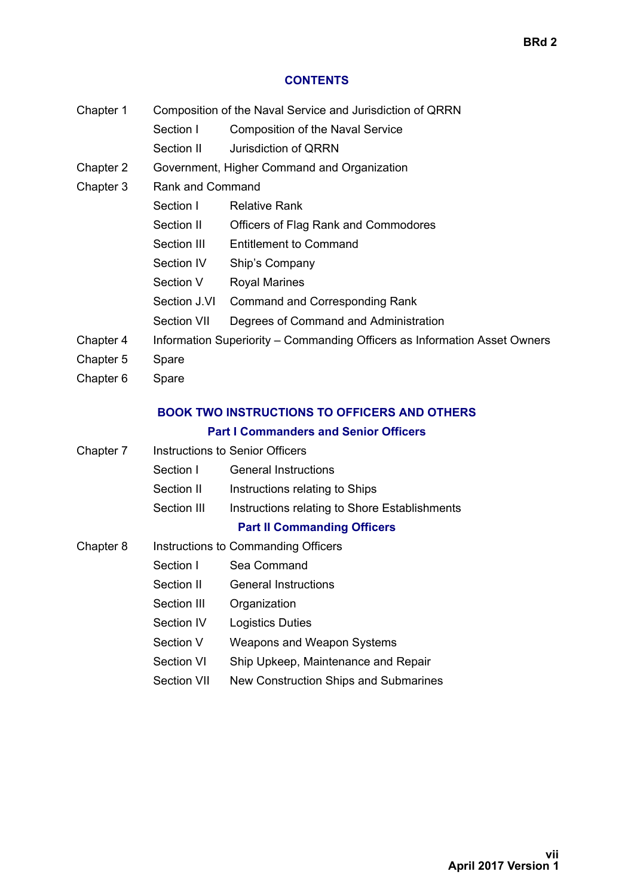# CONTENTS

| | | |
|---|---|---|
| Chapter 1 | Composition of the Naval Service and Jurisdiction of QRRN | |
| | Section I | Composition of the Naval Service |
| | Section II | Jurisdiction of QRRN |
| Chapter 2 | Government, Higher Command and Organization | |
| Chapter 3 | Rank and Command | |
| | Section I | Relative Rank |
| | Section II | Officers of Flag Rank and Commodores |
| | Section III | Entitlement to Command |
| | Section IV | Ship's Company |
| | Section V | Royal Marines |
| | Section J.VI | Command and Corresponding Rank |
| | Section VII | Degrees of Command and Administration |
| Chapter 4 | Information Superiority – Commanding Officers as Information Asset Owners | |
| Chapter 5 | Spare | |
| Chapter 6 | Spare | |

## BOOK TWO INSTRUCTIONS TO OFFICERS AND OTHERS

### Part I Commanders and Senior Officers

| | | |
|---|---|---|
| Chapter 7 | Instructions to Senior Officers | |
| | Section I | General Instructions |
| | Section II | Instructions relating to Ships |
| | Section III | Instructions relating to Shore Establishments |

### Part II Commanding Officers

| | | |
|---|---|---|
| Chapter 8 | Instructions to Commanding Officers | |
| | Section I | Sea Command |
| | Section II | General Instructions |
| | Section III | Organization |
| | Section IV | Logistics Duties |
| | Section V | Weapons and Weapon Systems |
| | Section VI | Ship Upkeep, Maintenance and Repair |
| | Section VII | New Construction Ships and Submarines |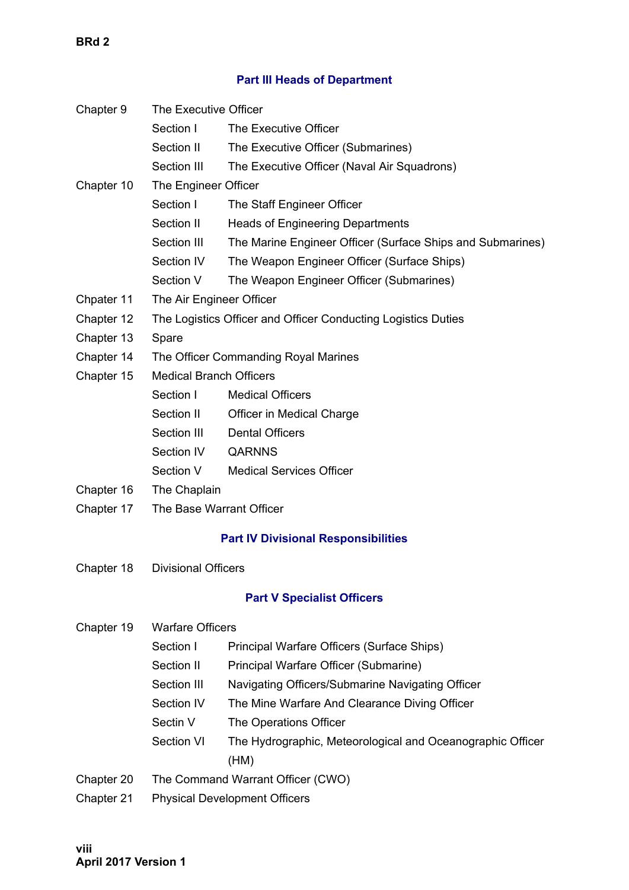## Part III Heads of Department

| | | |
|---|---|---|
| Chapter 9 | The Executive Officer | |
| | Section I | The Executive Officer |
| | Section II | The Executive Officer (Submarines) |
| | Section III | The Executive Officer (Naval Air Squadrons) |
| Chapter 10 | The Engineer Officer | |
| | Section I | The Staff Engineer Officer |
| | Section II | Heads of Engineering Departments |
| | Section III | The Marine Engineer Officer (Surface Ships and Submarines) |
| | Section IV | The Weapon Engineer Officer (Surface Ships) |
| | Section V | The Weapon Engineer Officer (Submarines) |
| Chpater 11 | The Air Engineer Officer | |
| Chapter 12 | The Logistics Officer and Officer Conducting Logistics Duties | |
| Chapter 13 | Spare | |
| Chapter 14 | The Officer Commanding Royal Marines | |
| Chapter 15 | Medical Branch Officers | |
| | Section I | Medical Officers |
| | Section II | Officer in Medical Charge |
| | Section III | Dental Officers |
| | Section IV | QARNNS |
| | Section V | Medical Services Officer |
| Chapter 16 | The Chaplain | |
| Chapter 17 | The Base Warrant Officer | |

## Part IV Divisional Responsibilities

| | |
|---|---|
| Chapter 18 | Divisional Officers |

## Part V Specialist Officers

| | | |
|---|---|---|
| Chapter 19 | Warfare Officers | |
| | Section I | Principal Warfare Officers (Surface Ships) |
| | Section II | Principal Warfare Officer (Submarine) |
| | Section III | Navigating Officers/Submarine Navigating Officer |
| | Section IV | The Mine Warfare And Clearance Diving Officer |
| | Sectin V | The Operations Officer |
| | Section VI | The Hydrographic, Meteorological and Oceanographic Officer (HM) |
| Chapter 20 | The Command Warrant Officer (CWO) | |
| Chapter 21 | Physical Development Officers | |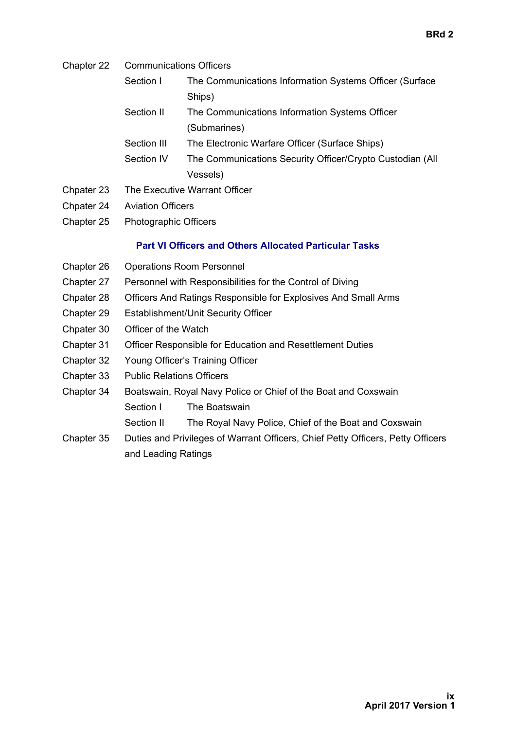Chapter 22 Communications Officers

- Section I The Communications Information Systems Officer (Surface Ships)
- Section II The Communications Information Systems Officer (Submarines)
- Section III The Electronic Warfare Officer (Surface Ships)
- Section IV The Communications Security Officer/Crypto Custodian (All Vessels)

Chpater 23 The Executive Warrant Officer

Chpater 24 Aviation Officers

Chpater 25 Photographic Officers

## Part VI Officers and Others Allocated Particular Tasks

Chapter 26 Operations Room Personnel

Chapter 27 Personnel with Responsibilities for the Control of Diving

Chpater 28 Officers And Ratings Responsible for Explosives And Small Arms

Chapter 29 Establishment/Unit Security Officer

Chpater 30 Officer of the Watch

Chapter 31 Officer Responsible for Education and Resettlement Duties

Chapter 32 Young Officer's Training Officer

Chapter 33 Public Relations Officers

Chapter 34 Boatswain, Royal Navy Police or Chief of the Boat and Coxswain

- Section I The Boatswain
- Section II The Royal Navy Police, Chief of the Boat and Coxswain

Chapter 35 Duties and Privileges of Warrant Officers, Chief Petty Officers, Petty Officers and Leading Ratings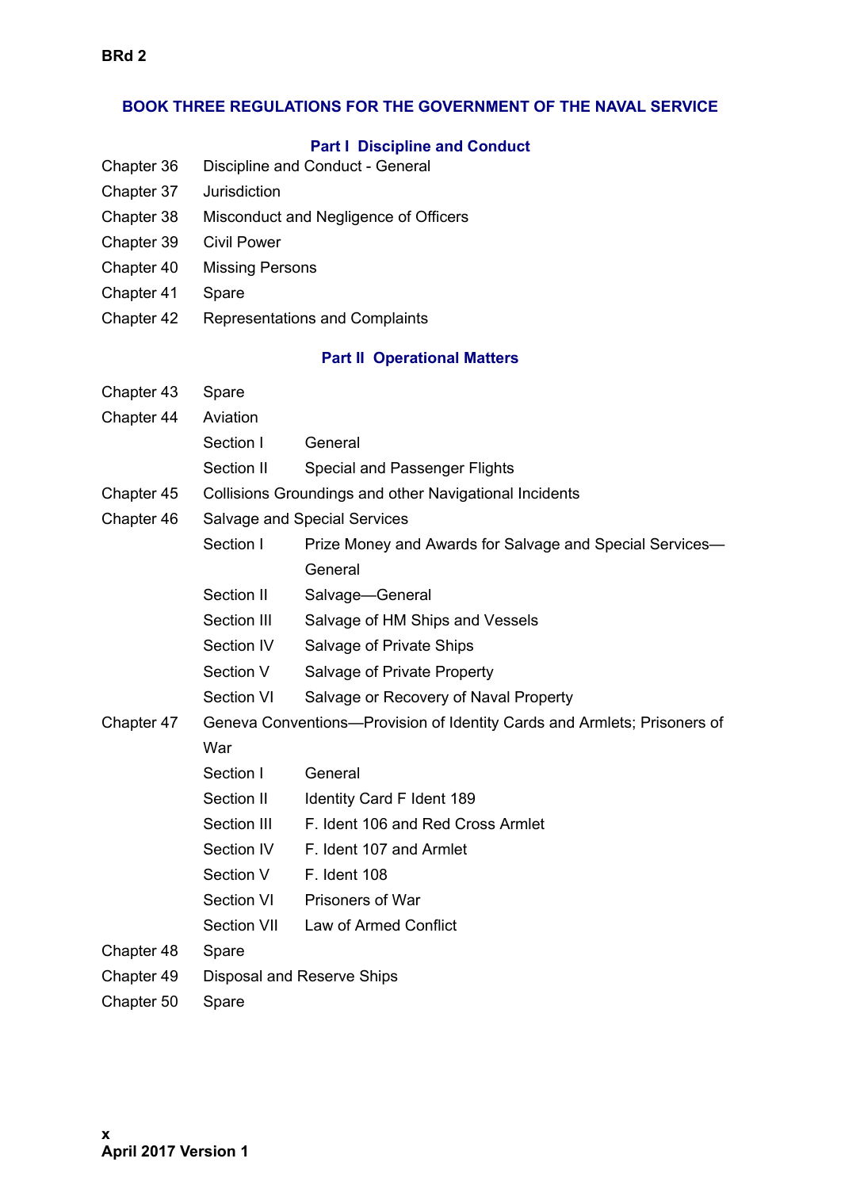## BOOK THREE REGULATIONS FOR THE GOVERNMENT OF THE NAVAL SERVICE

### Part I Discipline and Conduct

| | | |
|---|---|---|
| Chapter 36 | Discipline and Conduct - General | |
| Chapter 37 | Jurisdiction | |
| Chapter 38 | Misconduct and Negligence of Officers | |
| Chapter 39 | Civil Power | |
| Chapter 40 | Missing Persons | |
| Chapter 41 | Spare | |
| Chapter 42 | Representations and Complaints | |

### Part II Operational Matters

| | | |
|---|---|---|
| Chapter 43 | Spare | |
| Chapter 44 | Aviation | |
| | Section I | General |
| | Section II | Special and Passenger Flights |
| Chapter 45 | Collisions Groundings and other Navigational Incidents | |
| Chapter 46 | Salvage and Special Services | |
| | Section I | Prize Money and Awards for Salvage and Special Services—General |
| | Section II | Salvage—General |
| | Section III | Salvage of HM Ships and Vessels |
| | Section IV | Salvage of Private Ships |
| | Section V | Salvage of Private Property |
| | Section VI | Salvage or Recovery of Naval Property |
| Chapter 47 | Geneva Conventions—Provision of Identity Cards and Armlets; Prisoners of War | |
| | Section I | General |
| | Section II | Identity Card F Ident 189 |
| | Section III | F. Ident 106 and Red Cross Armlet |
| | Section IV | F. Ident 107 and Armlet |
| | Section V | F. Ident 108 |
| | Section VI | Prisoners of War |
| | Section VII | Law of Armed Conflict |
| Chapter 48 | Spare | |
| Chapter 49 | Disposal and Reserve Ships | |
| Chapter 50 | Spare | |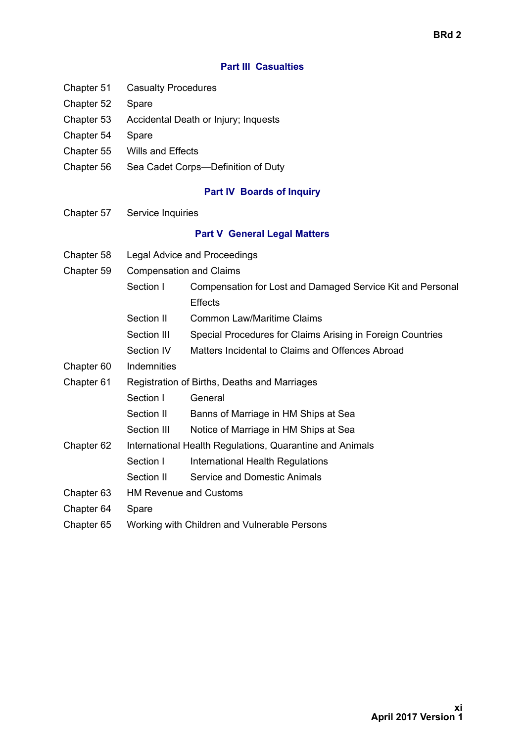## Part III Casualties

Chapter 51 Casualty Procedures

Chapter 52 Spare

Chapter 53 Accidental Death or Injury; Inquests

Chapter 54 Spare

Chapter 55 Wills and Effects

Chapter 56 Sea Cadet Corps—Definition of Duty

## Part IV Boards of Inquiry

Chapter 57 Service Inquiries

## Part V General Legal Matters

Chapter 58 Legal Advice and Proceedings

Chapter 59 Compensation and Claims

- Section I Compensation for Lost and Damaged Service Kit and Personal Effects
- Section II Common Law/Maritime Claims
- Section III Special Procedures for Claims Arising in Foreign Countries
- Section IV Matters Incidental to Claims and Offences Abroad

Chapter 60 Indemnities

Chapter 61 Registration of Births, Deaths and Marriages

- Section I General
- Section II Banns of Marriage in HM Ships at Sea
- Section III Notice of Marriage in HM Ships at Sea

Chapter 62 International Health Regulations, Quarantine and Animals

- Section I International Health Regulations
- Section II Service and Domestic Animals

Chapter 63 HM Revenue and Customs

Chapter 64 Spare

Chapter 65 Working with Children and Vulnerable Persons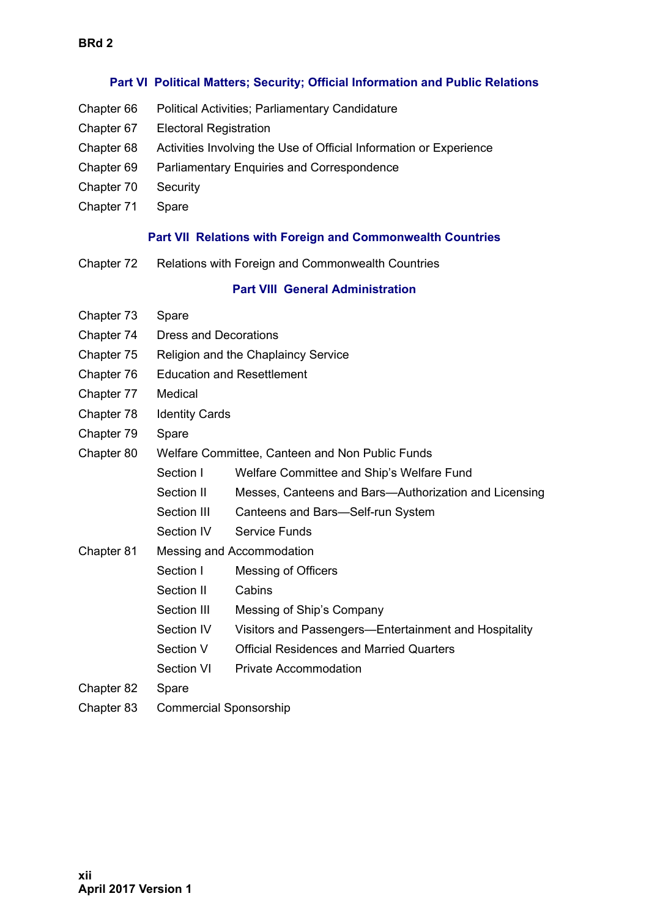## Part VI Political Matters; Security; Official Information and Public Relations

Chapter 66 Political Activities; Parliamentary Candidature

Chapter 67 Electoral Registration

Chapter 68 Activities Involving the Use of Official Information or Experience

Chapter 69 Parliamentary Enquiries and Correspondence

Chapter 70 Security

Chapter 71 Spare

## Part VII Relations with Foreign and Commonwealth Countries

Chapter 72 Relations with Foreign and Commonwealth Countries

## Part VIII General Administration

Chapter 73 Spare

Chapter 74 Dress and Decorations

Chapter 75 Religion and the Chaplaincy Service

Chapter 76 Education and Resettlement

Chapter 77 Medical

Chapter 78 Identity Cards

Chapter 79 Spare

Chapter 80 Welfare Committee, Canteen and Non Public Funds

- Section I Welfare Committee and Ship's Welfare Fund
- Section II Messes, Canteens and Bars—Authorization and Licensing
- Section III Canteens and Bars—Self-run System
- Section IV Service Funds

Chapter 81 Messing and Accommodation

- Section I Messing of Officers
- Section II Cabins
- Section III Messing of Ship's Company
- Section IV Visitors and Passengers—Entertainment and Hospitality
- Section V Official Residences and Married Quarters
- Section VI Private Accommodation

Chapter 82 Spare

Chapter 83 Commercial Sponsorship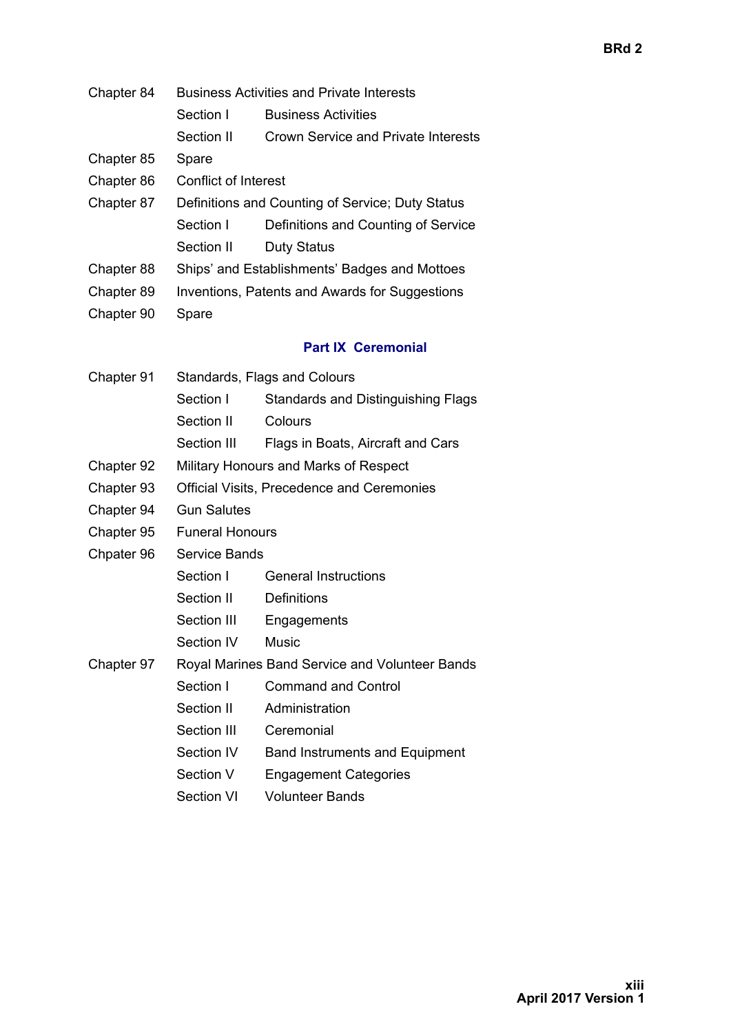| | | |
|---|---|---|
| Chapter 84 | Business Activities and Private Interests | |
| | Section I | Business Activities |
| | Section II | Crown Service and Private Interests |
| Chapter 85 | Spare | |
| Chapter 86 | Conflict of Interest | |
| Chapter 87 | Definitions and Counting of Service; Duty Status | |
| | Section I | Definitions and Counting of Service |
| | Section II | Duty Status |
| Chapter 88 | Ships' and Establishments' Badges and Mottoes | |
| Chapter 89 | Inventions, Patents and Awards for Suggestions | |
| Chapter 90 | Spare | |

## Part IX Ceremonial

| | | |
|---|---|---|
| Chapter 91 | Standards, Flags and Colours | |
| | Section I | Standards and Distinguishing Flags |
| | Section II | Colours |
| | Section III | Flags in Boats, Aircraft and Cars |
| Chapter 92 | Military Honours and Marks of Respect | |
| Chapter 93 | Official Visits, Precedence and Ceremonies | |
| Chapter 94 | Gun Salutes | |
| Chapter 95 | Funeral Honours | |
| Chpater 96 | Service Bands | |
| | Section I | General Instructions |
| | Section II | Definitions |
| | Section III | Engagements |
| | Section IV | Music |
| Chapter 97 | Royal Marines Band Service and Volunteer Bands | |
| | Section I | Command and Control |
| | Section II | Administration |
| | Section III | Ceremonial |
| | Section IV | Band Instruments and Equipment |
| | Section V | Engagement Categories |
| | Section VI | Volunteer Bands |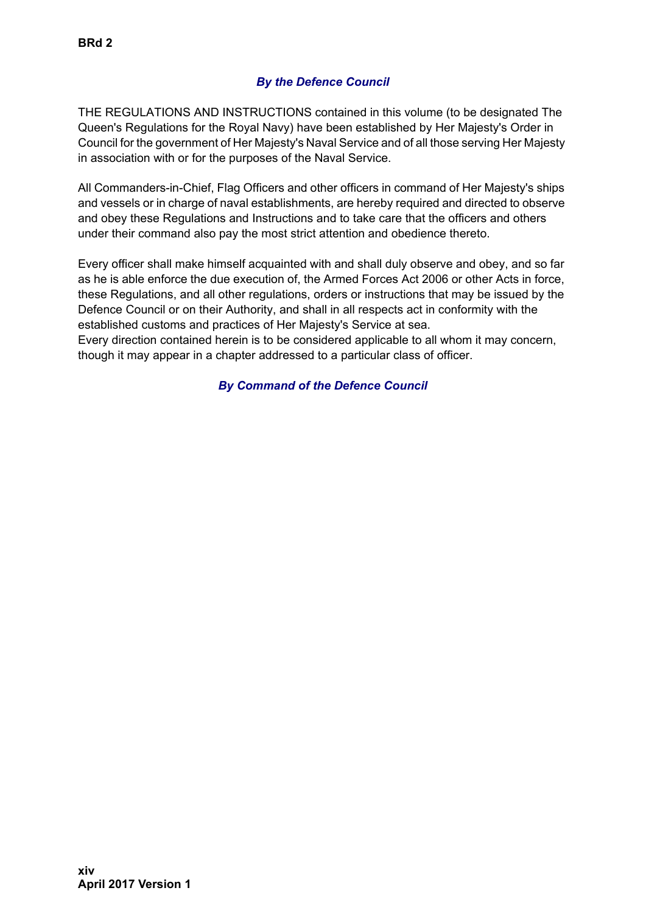*By the Defence Council*

THE REGULATIONS AND INSTRUCTIONS contained in this volume (to be designated The Queen's Regulations for the Royal Navy) have been established by Her Majesty's Order in Council for the government of Her Majesty's Naval Service and of all those serving Her Majesty in association with or for the purposes of the Naval Service.

All Commanders-in-Chief, Flag Officers and other officers in command of Her Majesty's ships and vessels or in charge of naval establishments, are hereby required and directed to observe and obey these Regulations and Instructions and to take care that the officers and others under their command also pay the most strict attention and obedience thereto.

Every officer shall make himself acquainted with and shall duly observe and obey, and so far as he is able enforce the due execution of, the Armed Forces Act 2006 or other Acts in force, these Regulations, and all other regulations, orders or instructions that may be issued by the Defence Council or on their Authority, and shall in all respects act in conformity with the established customs and practices of Her Majesty's Service at sea.
Every direction contained herein is to be considered applicable to all whom it may concern, though it may appear in a chapter addressed to a particular class of officer.

*By Command of the Defence Council*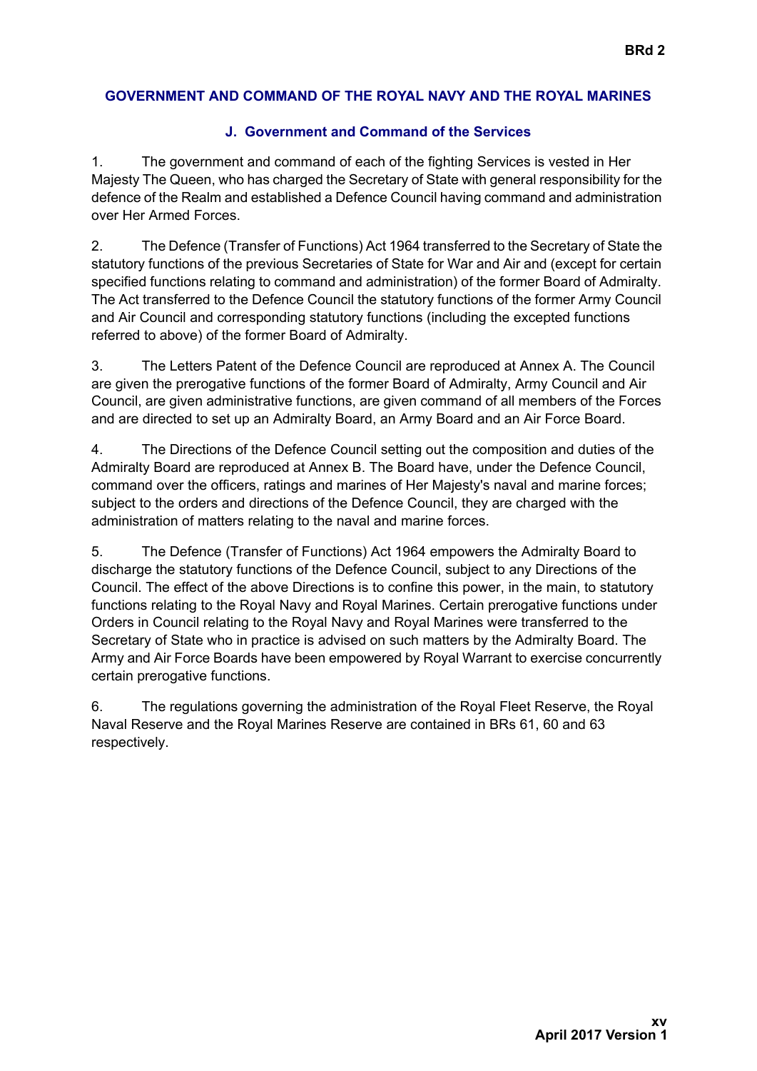## GOVERNMENT AND COMMAND OF THE ROYAL NAVY AND THE ROYAL MARINES

### J. Government and Command of the Services

1. The government and command of each of the fighting Services is vested in Her Majesty The Queen, who has charged the Secretary of State with general responsibility for the defence of the Realm and established a Defence Council having command and administration over Her Armed Forces.

2. The Defence (Transfer of Functions) Act 1964 transferred to the Secretary of State the statutory functions of the previous Secretaries of State for War and Air and (except for certain specified functions relating to command and administration) of the former Board of Admiralty. The Act transferred to the Defence Council the statutory functions of the former Army Council and Air Council and corresponding statutory functions (including the excepted functions referred to above) of the former Board of Admiralty.

3. The Letters Patent of the Defence Council are reproduced at Annex A. The Council are given the prerogative functions of the former Board of Admiralty, Army Council and Air Council, are given administrative functions, are given command of all members of the Forces and are directed to set up an Admiralty Board, an Army Board and an Air Force Board.

4. The Directions of the Defence Council setting out the composition and duties of the Admiralty Board are reproduced at Annex B. The Board have, under the Defence Council, command over the officers, ratings and marines of Her Majesty's naval and marine forces; subject to the orders and directions of the Defence Council, they are charged with the administration of matters relating to the naval and marine forces.

5. The Defence (Transfer of Functions) Act 1964 empowers the Admiralty Board to discharge the statutory functions of the Defence Council, subject to any Directions of the Council. The effect of the above Directions is to confine this power, in the main, to statutory functions relating to the Royal Navy and Royal Marines. Certain prerogative functions under Orders in Council relating to the Royal Navy and Royal Marines were transferred to the Secretary of State who in practice is advised on such matters by the Admiralty Board. The Army and Air Force Boards have been empowered by Royal Warrant to exercise concurrently certain prerogative functions.

6. The regulations governing the administration of the Royal Fleet Reserve, the Royal Naval Reserve and the Royal Marines Reserve are contained in BRs 61, 60 and 63 respectively.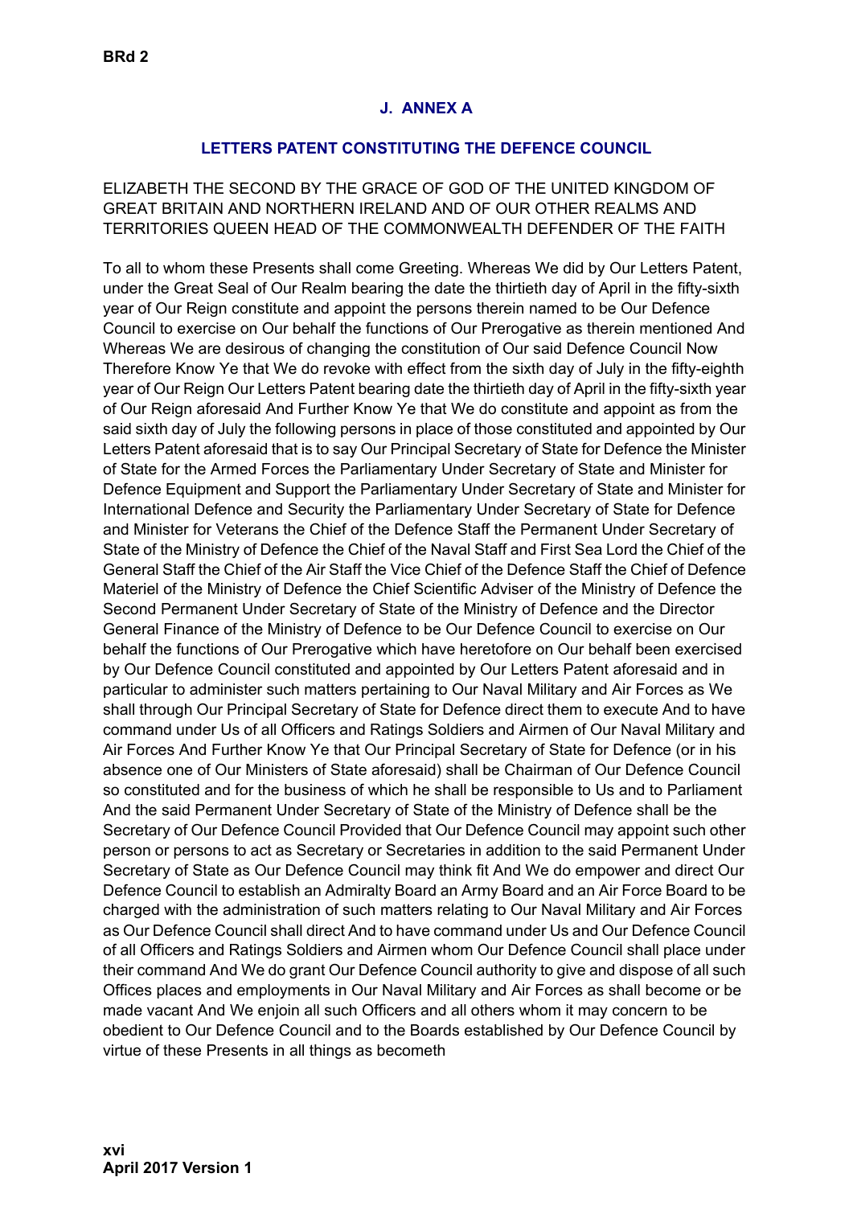## J. ANNEX A

### LETTERS PATENT CONSTITUTING THE DEFENCE COUNCIL

ELIZABETH THE SECOND BY THE GRACE OF GOD OF THE UNITED KINGDOM OF GREAT BRITAIN AND NORTHERN IRELAND AND OF OUR OTHER REALMS AND TERRITORIES QUEEN HEAD OF THE COMMONWEALTH DEFENDER OF THE FAITH

To all to whom these Presents shall come Greeting. Whereas We did by Our Letters Patent, under the Great Seal of Our Realm bearing the date the thirtieth day of April in the fifty-sixth year of Our Reign constitute and appoint the persons therein named to be Our Defence Council to exercise on Our behalf the functions of Our Prerogative as therein mentioned And Whereas We are desirous of changing the constitution of Our said Defence Council Now Therefore Know Ye that We do revoke with effect from the sixth day of July in the fifty-eighth year of Our Reign Our Letters Patent bearing date the thirtieth day of April in the fifty-sixth year of Our Reign aforesaid And Further Know Ye that We do constitute and appoint as from the said sixth day of July the following persons in place of those constituted and appointed by Our Letters Patent aforesaid that is to say Our Principal Secretary of State for Defence the Minister of State for the Armed Forces the Parliamentary Under Secretary of State and Minister for Defence Equipment and Support the Parliamentary Under Secretary of State and Minister for International Defence and Security the Parliamentary Under Secretary of State for Defence and Minister for Veterans the Chief of the Defence Staff the Permanent Under Secretary of State of the Ministry of Defence the Chief of the Naval Staff and First Sea Lord the Chief of the General Staff the Chief of the Air Staff the Vice Chief of the Defence Staff the Chief of Defence Materiel of the Ministry of Defence the Chief Scientific Adviser of the Ministry of Defence the Second Permanent Under Secretary of State of the Ministry of Defence and the Director General Finance of the Ministry of Defence to be Our Defence Council to exercise on Our behalf the functions of Our Prerogative which have heretofore on Our behalf been exercised by Our Defence Council constituted and appointed by Our Letters Patent aforesaid and in particular to administer such matters pertaining to Our Naval Military and Air Forces as We shall through Our Principal Secretary of State for Defence direct them to execute And to have command under Us of all Officers and Ratings Soldiers and Airmen of Our Naval Military and Air Forces And Further Know Ye that Our Principal Secretary of State for Defence (or in his absence one of Our Ministers of State aforesaid) shall be Chairman of Our Defence Council so constituted and for the business of which he shall be responsible to Us and to Parliament And the said Permanent Under Secretary of State of the Ministry of Defence shall be the Secretary of Our Defence Council Provided that Our Defence Council may appoint such other person or persons to act as Secretary or Secretaries in addition to the said Permanent Under Secretary of State as Our Defence Council may think fit And We do empower and direct Our Defence Council to establish an Admiralty Board an Army Board and an Air Force Board to be charged with the administration of such matters relating to Our Naval Military and Air Forces as Our Defence Council shall direct And to have command under Us and Our Defence Council of all Officers and Ratings Soldiers and Airmen whom Our Defence Council shall place under their command And We do grant Our Defence Council authority to give and dispose of all such Offices places and employments in Our Naval Military and Air Forces as shall become or be made vacant And We enjoin all such Officers and all others whom it may concern to be obedient to Our Defence Council and to the Boards established by Our Defence Council by virtue of these Presents in all things as becometh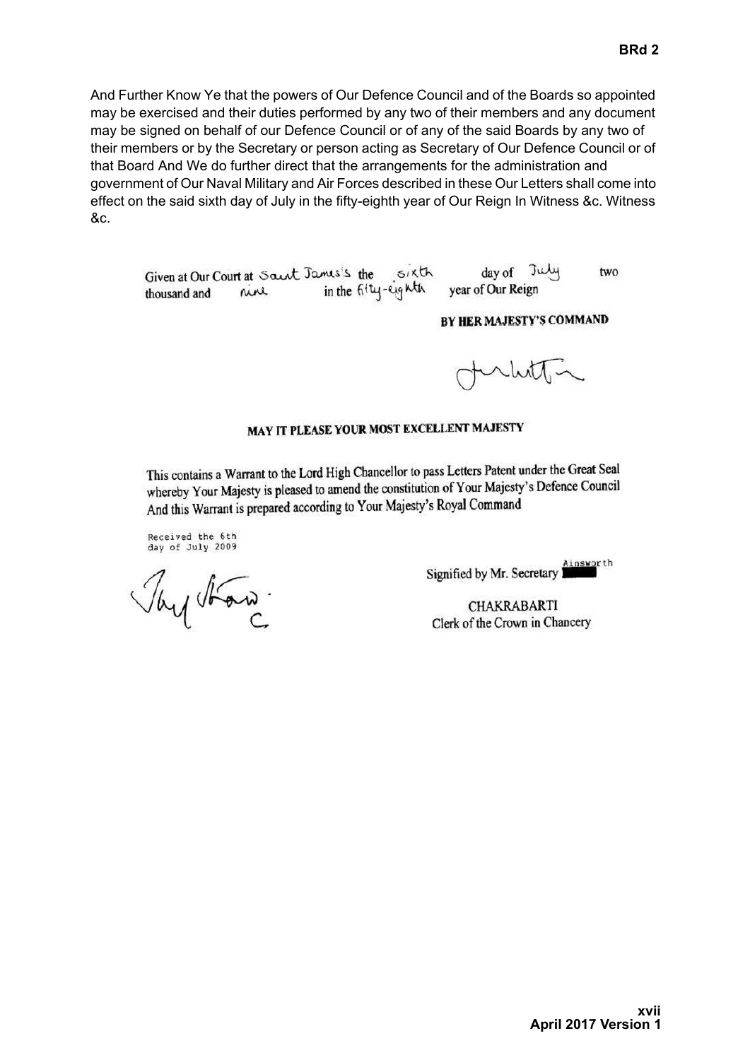And Further Know Ye that the powers of Our Defence Council and of the Boards so appointed may be exercised and their duties performed by any two of their members and any document may be signed on behalf of our Defence Council or of any of the said Boards by any two of their members or by the Secretary or person acting as Secretary of Our Defence Council or of that Board And We do further direct that the arrangements for the administration and government of Our Naval Military and Air Forces described in these Our Letters shall come into effect on the said sixth day of July in the fifty-eighth year of Our Reign In Witness &c. Witness &c.

Given at Our Court at Saint James's the sixth day of July two thousand and nine in the fifty-eighth year of Our Reign

**BY HER MAJESTY'S COMMAND**

**MAY IT PLEASE YOUR MOST EXCELLENT MAJESTY**

This contains a Warrant to the Lord High Chancellor to pass Letters Patent under the Great Seal whereby Your Majesty is pleased to amend the constitution of Your Majesty's Defence Council And this Warrant is prepared according to Your Majesty's Royal Command

Received the 6th day of July 2009

Signified by Mr. Secretary Ainsworth

CHAKRABARTI
Clerk of the Crown in Chancery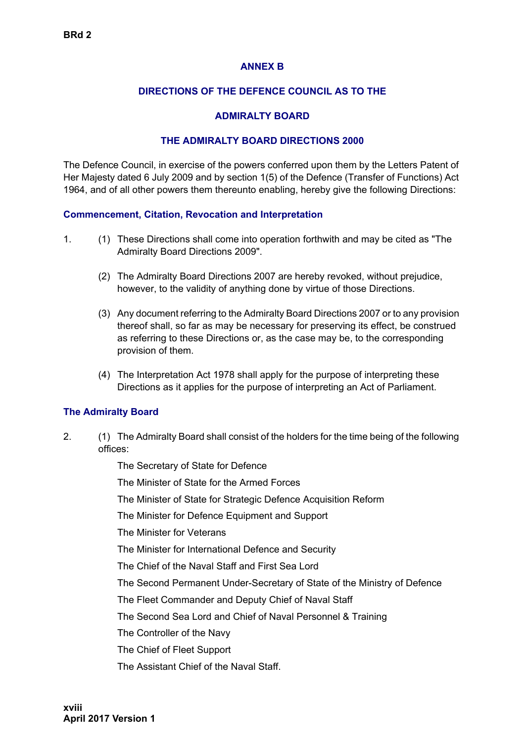## ANNEX B

## DIRECTIONS OF THE DEFENCE COUNCIL AS TO THE

## ADMIRALTY BOARD

## THE ADMIRALTY BOARD DIRECTIONS 2000

The Defence Council, in exercise of the powers conferred upon them by the Letters Patent of Her Majesty dated 6 July 2009 and by section 1(5) of the Defence (Transfer of Functions) Act 1964, and of all other powers them thereunto enabling, hereby give the following Directions:

### Commencement, Citation, Revocation and Interpretation

1. (1) These Directions shall come into operation forthwith and may be cited as "The Admiralty Board Directions 2009".

   (2) The Admiralty Board Directions 2007 are hereby revoked, without prejudice, however, to the validity of anything done by virtue of those Directions.

   (3) Any document referring to the Admiralty Board Directions 2007 or to any provision thereof shall, so far as may be necessary for preserving its effect, be construed as referring to these Directions or, as the case may be, to the corresponding provision of them.

   (4) The Interpretation Act 1978 shall apply for the purpose of interpreting these Directions as it applies for the purpose of interpreting an Act of Parliament.

### The Admiralty Board

2. (1) The Admiralty Board shall consist of the holders for the time being of the following offices:

   The Secretary of State for Defence

   The Minister of State for the Armed Forces

   The Minister of State for Strategic Defence Acquisition Reform

   The Minister for Defence Equipment and Support

   The Minister for Veterans

   The Minister for International Defence and Security

   The Chief of the Naval Staff and First Sea Lord

   The Second Permanent Under-Secretary of State of the Ministry of Defence

   The Fleet Commander and Deputy Chief of Naval Staff

   The Second Sea Lord and Chief of Naval Personnel & Training

   The Controller of the Navy

   The Chief of Fleet Support

   The Assistant Chief of the Naval Staff.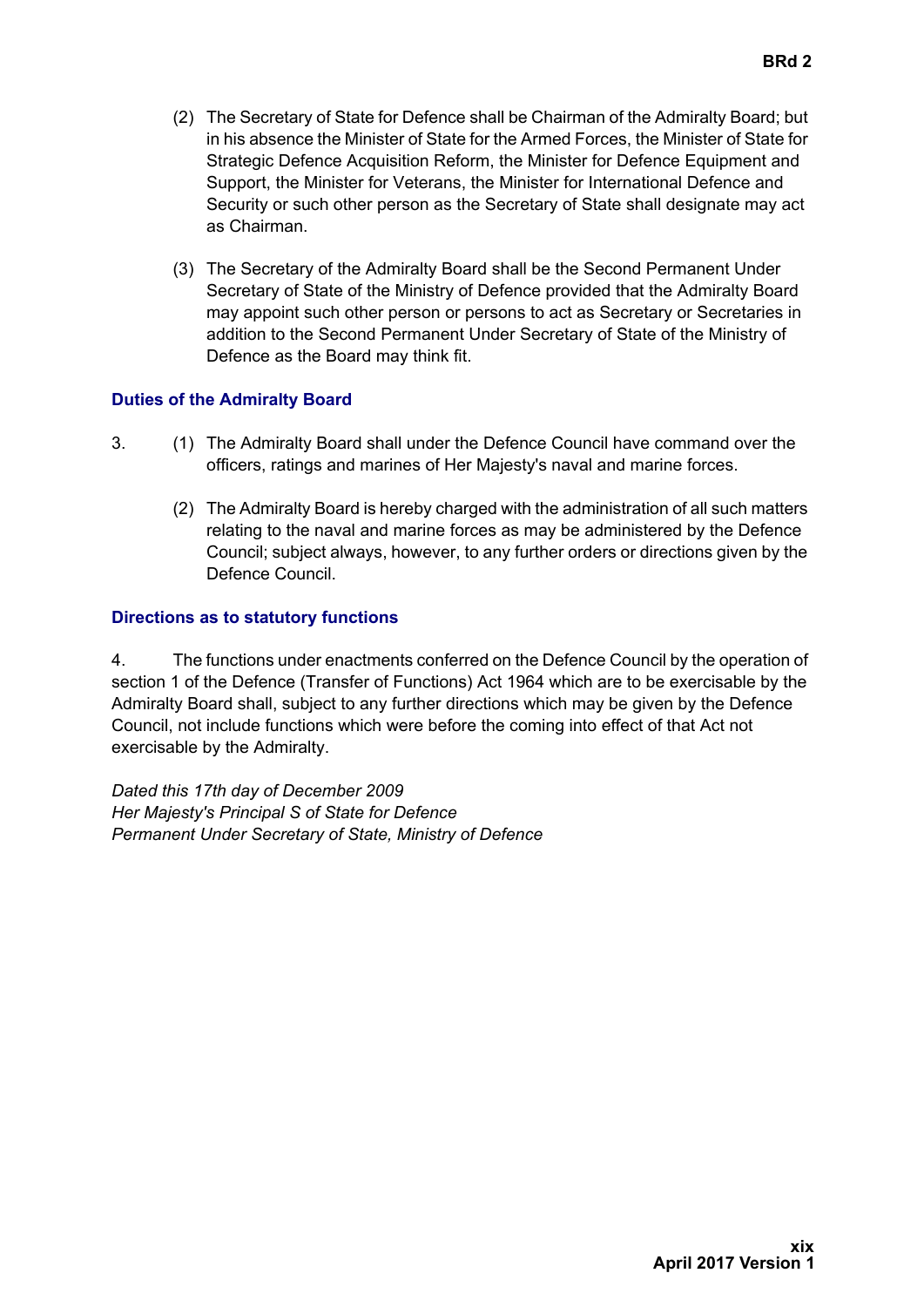(2) The Secretary of State for Defence shall be Chairman of the Admiralty Board; but in his absence the Minister of State for the Armed Forces, the Minister of State for Strategic Defence Acquisition Reform, the Minister for Defence Equipment and Support, the Minister for Veterans, the Minister for International Defence and Security or such other person as the Secretary of State shall designate may act as Chairman.

(3) The Secretary of the Admiralty Board shall be the Second Permanent Under Secretary of State of the Ministry of Defence provided that the Admiralty Board may appoint such other person or persons to act as Secretary or Secretaries in addition to the Second Permanent Under Secretary of State of the Ministry of Defence as the Board may think fit.

### Duties of the Admiralty Board

3. (1) The Admiralty Board shall under the Defence Council have command over the officers, ratings and marines of Her Majesty's naval and marine forces.

(2) The Admiralty Board is hereby charged with the administration of all such matters relating to the naval and marine forces as may be administered by the Defence Council; subject always, however, to any further orders or directions given by the Defence Council.

### Directions as to statutory functions

4. The functions under enactments conferred on the Defence Council by the operation of section 1 of the Defence (Transfer of Functions) Act 1964 which are to be exercisable by the Admiralty Board shall, subject to any further directions which may be given by the Defence Council, not include functions which were before the coming into effect of that Act not exercisable by the Admiralty.

*Dated this 17th day of December 2009*
*Her Majesty's Principal S of State for Defence*
*Permanent Under Secretary of State, Ministry of Defence*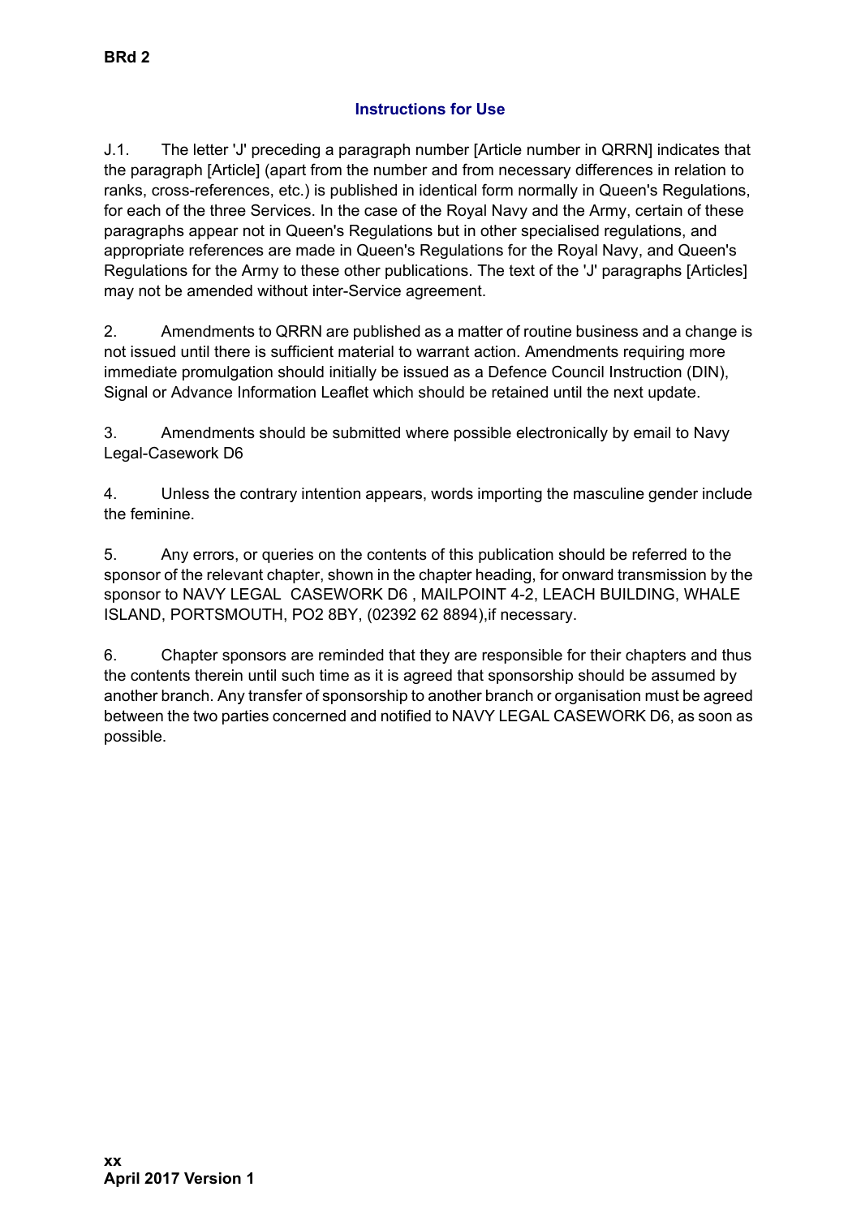## Instructions for Use

J.1. The letter 'J' preceding a paragraph number [Article number in QRRN] indicates that the paragraph [Article] (apart from the number and from necessary differences in relation to ranks, cross-references, etc.) is published in identical form normally in Queen's Regulations, for each of the three Services. In the case of the Royal Navy and the Army, certain of these paragraphs appear not in Queen's Regulations but in other specialised regulations, and appropriate references are made in Queen's Regulations for the Royal Navy, and Queen's Regulations for the Army to these other publications. The text of the 'J' paragraphs [Articles] may not be amended without inter-Service agreement.

2. Amendments to QRRN are published as a matter of routine business and a change is not issued until there is sufficient material to warrant action. Amendments requiring more immediate promulgation should initially be issued as a Defence Council Instruction (DIN), Signal or Advance Information Leaflet which should be retained until the next update.

3. Amendments should be submitted where possible electronically by email to Navy Legal-Casework D6

4. Unless the contrary intention appears, words importing the masculine gender include the feminine.

5. Any errors, or queries on the contents of this publication should be referred to the sponsor of the relevant chapter, shown in the chapter heading, for onward transmission by the sponsor to NAVY LEGAL CASEWORK D6 , MAILPOINT 4-2, LEACH BUILDING, WHALE ISLAND, PORTSMOUTH, PO2 8BY, (02392 62 8894),if necessary.

6. Chapter sponsors are reminded that they are responsible for their chapters and thus the contents therein until such time as it is agreed that sponsorship should be assumed by another branch. Any transfer of sponsorship to another branch or organisation must be agreed between the two parties concerned and notified to NAVY LEGAL CASEWORK D6, as soon as possible.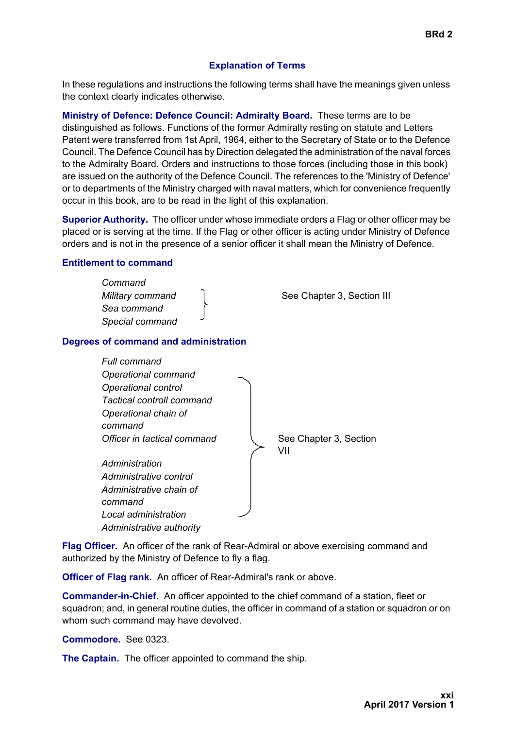## Explanation of Terms

In these regulations and instructions the following terms shall have the meanings given unless the context clearly indicates otherwise.

**Ministry of Defence: Defence Council: Admiralty Board.** These terms are to be distinguished as follows. Functions of the former Admiralty resting on statute and Letters Patent were transferred from 1st April, 1964, either to the Secretary of State or to the Defence Council. The Defence Council has by Direction delegated the administration of the naval forces to the Admiralty Board. Orders and instructions to those forces (including those in this book) are issued on the authority of the Defence Council. The references to the 'Ministry of Defence' or to departments of the Ministry charged with naval matters, which for convenience frequently occur in this book, are to be read in the light of this explanation.

**Superior Authority.** The officer under whose immediate orders a Flag or other officer may be placed or is serving at the time. If the Flag or other officer is acting under Ministry of Defence orders and is not in the presence of a senior officer it shall mean the Ministry of Defence.

**Entitlement to command**

| Terms | Reference |
| --- | --- |
| *Command*<br>*Military command*<br>*Sea command*<br>*Special command* | See Chapter 3, Section III |

**Degrees of command and administration**

| Terms | Reference |
| --- | --- |
| *Full command*<br>*Operational command*<br>*Operational control*<br>*Tactical controll command*<br>*Operational chain of command*<br>*Officer in tactical command*<br><br>*Administration*<br>*Administrative control*<br>*Administrative chain of command*<br>*Local administration*<br>*Administrative authority* | See Chapter 3, Section VII |

**Flag Officer.** An officer of the rank of Rear-Admiral or above exercising command and authorized by the Ministry of Defence to fly a flag.

**Officer of Flag rank.** An officer of Rear-Admiral's rank or above.

**Commander-in-Chief.** An officer appointed to the chief command of a station, fleet or squadron; and, in general routine duties, the officer in command of a station or squadron or on whom such command may have devolved.

**Commodore.** See 0323.

**The Captain.** The officer appointed to command the ship.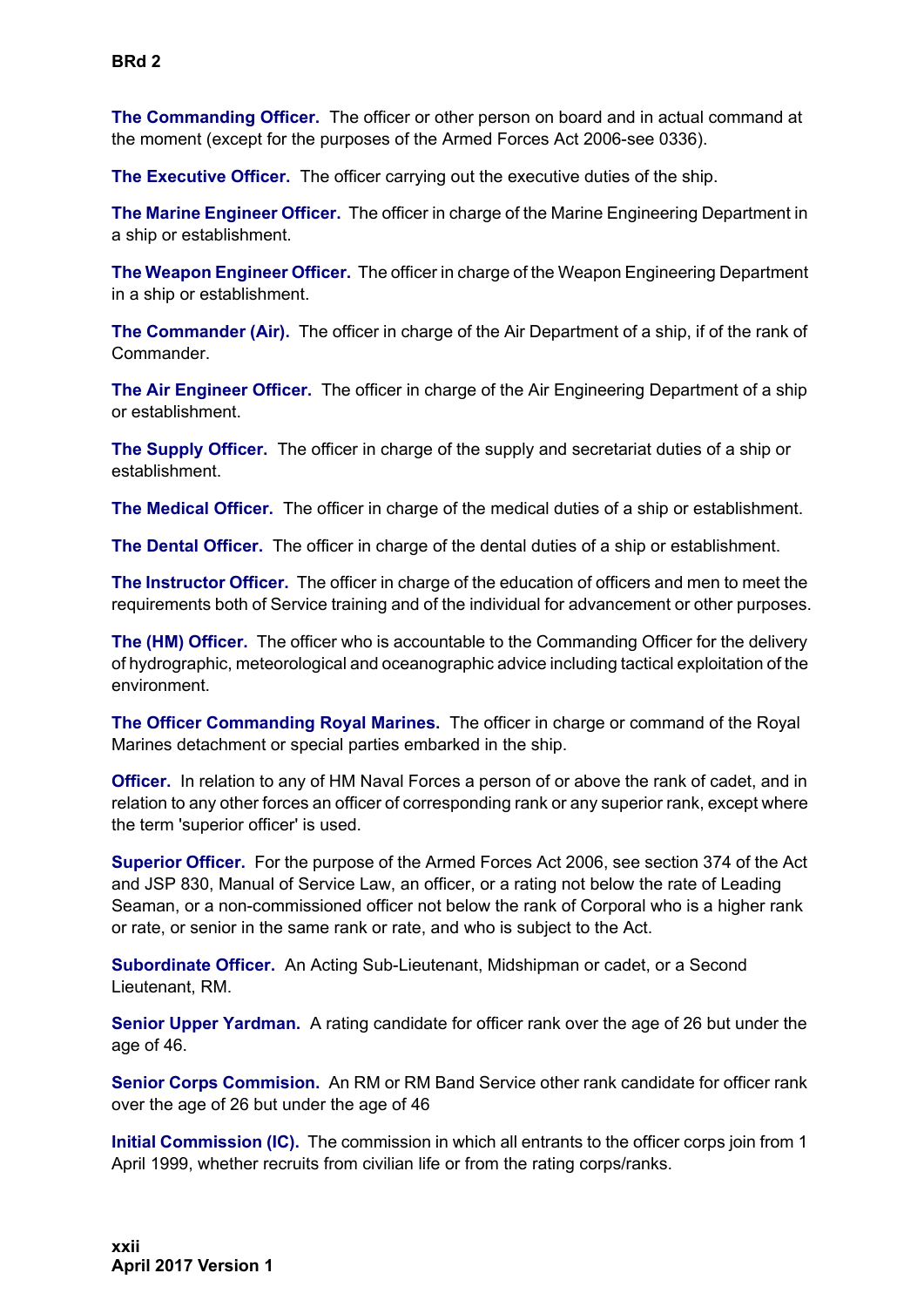**The Commanding Officer.** The officer or other person on board and in actual command at the moment (except for the purposes of the Armed Forces Act 2006-see 0336).

**The Executive Officer.** The officer carrying out the executive duties of the ship.

**The Marine Engineer Officer.** The officer in charge of the Marine Engineering Department in a ship or establishment.

**The Weapon Engineer Officer.** The officer in charge of the Weapon Engineering Department in a ship or establishment.

**The Commander (Air).** The officer in charge of the Air Department of a ship, if of the rank of Commander.

**The Air Engineer Officer.** The officer in charge of the Air Engineering Department of a ship or establishment.

**The Supply Officer.** The officer in charge of the supply and secretariat duties of a ship or establishment.

**The Medical Officer.** The officer in charge of the medical duties of a ship or establishment.

**The Dental Officer.** The officer in charge of the dental duties of a ship or establishment.

**The Instructor Officer.** The officer in charge of the education of officers and men to meet the requirements both of Service training and of the individual for advancement or other purposes.

**The (HM) Officer.** The officer who is accountable to the Commanding Officer for the delivery of hydrographic, meteorological and oceanographic advice including tactical exploitation of the environment.

**The Officer Commanding Royal Marines.** The officer in charge or command of the Royal Marines detachment or special parties embarked in the ship.

**Officer.** In relation to any of HM Naval Forces a person of or above the rank of cadet, and in relation to any other forces an officer of corresponding rank or any superior rank, except where the term 'superior officer' is used.

**Superior Officer.** For the purpose of the Armed Forces Act 2006, see section 374 of the Act and JSP 830, Manual of Service Law, an officer, or a rating not below the rate of Leading Seaman, or a non-commissioned officer not below the rank of Corporal who is a higher rank or rate, or senior in the same rank or rate, and who is subject to the Act.

**Subordinate Officer.** An Acting Sub-Lieutenant, Midshipman or cadet, or a Second Lieutenant, RM.

**Senior Upper Yardman.** A rating candidate for officer rank over the age of 26 but under the age of 46.

**Senior Corps Commision.** An RM or RM Band Service other rank candidate for officer rank over the age of 26 but under the age of 46

**Initial Commission (IC).** The commission in which all entrants to the officer corps join from 1 April 1999, whether recruits from civilian life or from the rating corps/ranks.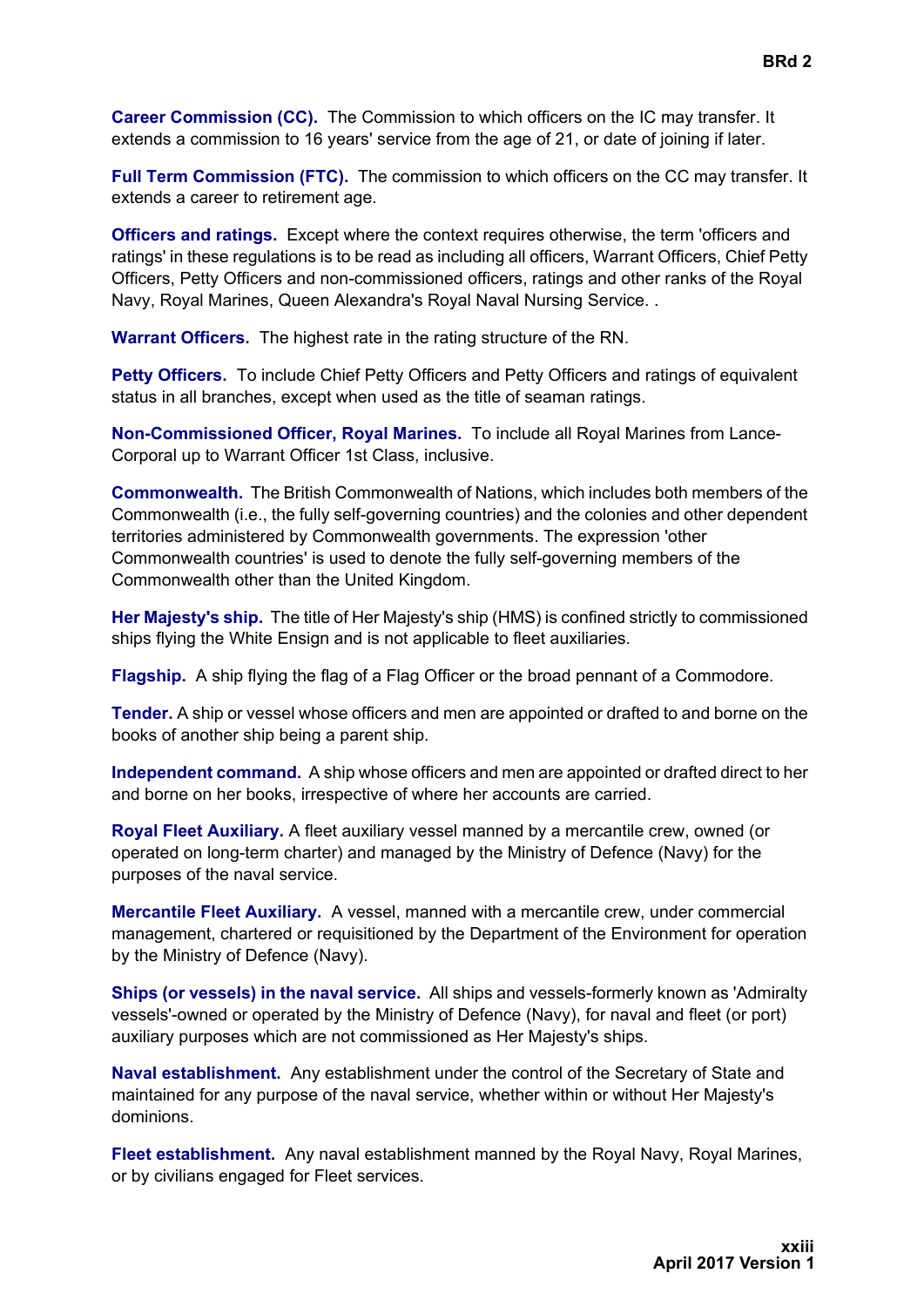**Career Commission (CC).** The Commission to which officers on the IC may transfer. It extends a commission to 16 years' service from the age of 21, or date of joining if later.

**Full Term Commission (FTC).** The commission to which officers on the CC may transfer. It extends a career to retirement age.

**Officers and ratings.** Except where the context requires otherwise, the term 'officers and ratings' in these regulations is to be read as including all officers, Warrant Officers, Chief Petty Officers, Petty Officers and non-commissioned officers, ratings and other ranks of the Royal Navy, Royal Marines, Queen Alexandra's Royal Naval Nursing Service. .

**Warrant Officers.** The highest rate in the rating structure of the RN.

**Petty Officers.** To include Chief Petty Officers and Petty Officers and ratings of equivalent status in all branches, except when used as the title of seaman ratings.

**Non-Commissioned Officer, Royal Marines.** To include all Royal Marines from Lance-Corporal up to Warrant Officer 1st Class, inclusive.

**Commonwealth.** The British Commonwealth of Nations, which includes both members of the Commonwealth (i.e., the fully self-governing countries) and the colonies and other dependent territories administered by Commonwealth governments. The expression 'other Commonwealth countries' is used to denote the fully self-governing members of the Commonwealth other than the United Kingdom.

**Her Majesty's ship.** The title of Her Majesty's ship (HMS) is confined strictly to commissioned ships flying the White Ensign and is not applicable to fleet auxiliaries.

**Flagship.** A ship flying the flag of a Flag Officer or the broad pennant of a Commodore.

**Tender.** A ship or vessel whose officers and men are appointed or drafted to and borne on the books of another ship being a parent ship.

**Independent command.** A ship whose officers and men are appointed or drafted direct to her and borne on her books, irrespective of where her accounts are carried.

**Royal Fleet Auxiliary.** A fleet auxiliary vessel manned by a mercantile crew, owned (or operated on long-term charter) and managed by the Ministry of Defence (Navy) for the purposes of the naval service.

**Mercantile Fleet Auxiliary.** A vessel, manned with a mercantile crew, under commercial management, chartered or requisitioned by the Department of the Environment for operation by the Ministry of Defence (Navy).

**Ships (or vessels) in the naval service.** All ships and vessels-formerly known as 'Admiralty vessels'-owned or operated by the Ministry of Defence (Navy), for naval and fleet (or port) auxiliary purposes which are not commissioned as Her Majesty's ships.

**Naval establishment.** Any establishment under the control of the Secretary of State and maintained for any purpose of the naval service, whether within or without Her Majesty's dominions.

**Fleet establishment.** Any naval establishment manned by the Royal Navy, Royal Marines, or by civilians engaged for Fleet services.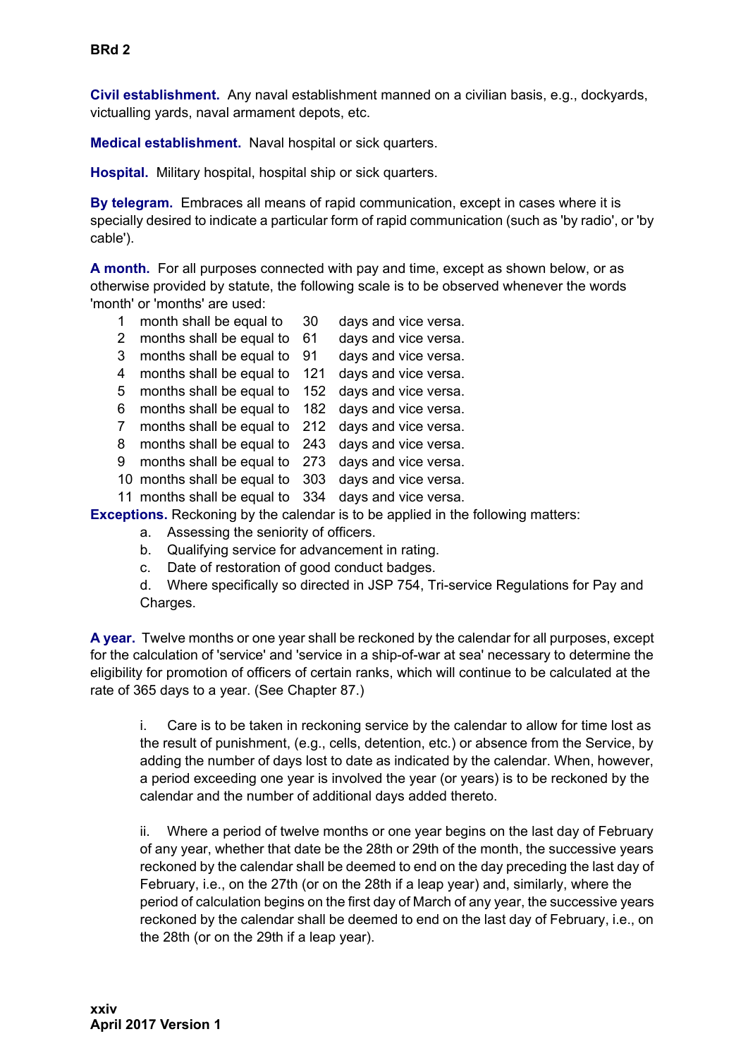**Civil establishment.** Any naval establishment manned on a civilian basis, e.g., dockyards, victualling yards, naval armament depots, etc.

**Medical establishment.** Naval hospital or sick quarters.

**Hospital.** Military hospital, hospital ship or sick quarters.

**By telegram.** Embraces all means of rapid communication, except in cases where it is specially desired to indicate a particular form of rapid communication (such as 'by radio', or 'by cable').

**A month.** For all purposes connected with pay and time, except as shown below, or as otherwise provided by statute, the following scale is to be observed whenever the words 'month' or 'months' are used:

| | | | |
|---|---|---|---|
| 1 | month shall be equal to | 30 | days and vice versa. |
| 2 | months shall be equal to | 61 | days and vice versa. |
| 3 | months shall be equal to | 91 | days and vice versa. |
| 4 | months shall be equal to | 121 | days and vice versa. |
| 5 | months shall be equal to | 152 | days and vice versa. |
| 6 | months shall be equal to | 182 | days and vice versa. |
| 7 | months shall be equal to | 212 | days and vice versa. |
| 8 | months shall be equal to | 243 | days and vice versa. |
| 9 | months shall be equal to | 273 | days and vice versa. |
| 10 | months shall be equal to | 303 | days and vice versa. |
| 11 | months shall be equal to | 334 | days and vice versa. |

**Exceptions.** Reckoning by the calendar is to be applied in the following matters:

a. Assessing the seniority of officers.

b. Qualifying service for advancement in rating.

c. Date of restoration of good conduct badges.

d. Where specifically so directed in JSP 754, Tri-service Regulations for Pay and Charges.

**A year.** Twelve months or one year shall be reckoned by the calendar for all purposes, except for the calculation of 'service' and 'service in a ship-of-war at sea' necessary to determine the eligibility for promotion of officers of certain ranks, which will continue to be calculated at the rate of 365 days to a year. (See Chapter 87.)

i. Care is to be taken in reckoning service by the calendar to allow for time lost as the result of punishment, (e.g., cells, detention, etc.) or absence from the Service, by adding the number of days lost to date as indicated by the calendar. When, however, a period exceeding one year is involved the year (or years) is to be reckoned by the calendar and the number of additional days added thereto.

ii. Where a period of twelve months or one year begins on the last day of February of any year, whether that date be the 28th or 29th of the month, the successive years reckoned by the calendar shall be deemed to end on the day preceding the last day of February, i.e., on the 27th (or on the 28th if a leap year) and, similarly, where the period of calculation begins on the first day of March of any year, the successive years reckoned by the calendar shall be deemed to end on the last day of February, i.e., on the 28th (or on the 29th if a leap year).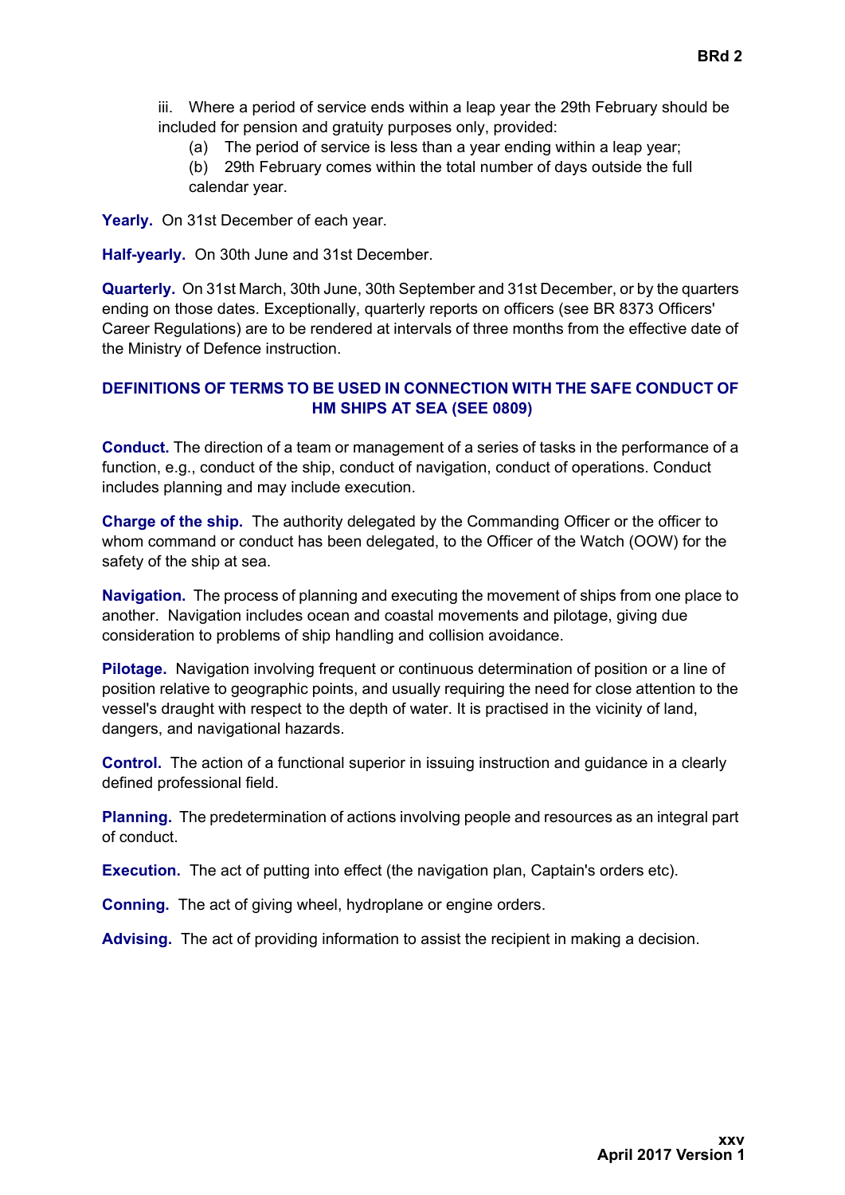iii. Where a period of service ends within a leap year the 29th February should be included for pension and gratuity purposes only, provided:

(a) The period of service is less than a year ending within a leap year;

(b) 29th February comes within the total number of days outside the full calendar year.

**Yearly.** On 31st December of each year.

**Half-yearly.** On 30th June and 31st December.

**Quarterly.** On 31st March, 30th June, 30th September and 31st December, or by the quarters ending on those dates. Exceptionally, quarterly reports on officers (see BR 8373 Officers' Career Regulations) are to be rendered at intervals of three months from the effective date of the Ministry of Defence instruction.

## DEFINITIONS OF TERMS TO BE USED IN CONNECTION WITH THE SAFE CONDUCT OF HM SHIPS AT SEA (SEE 0809)

**Conduct.** The direction of a team or management of a series of tasks in the performance of a function, e.g., conduct of the ship, conduct of navigation, conduct of operations. Conduct includes planning and may include execution.

**Charge of the ship.** The authority delegated by the Commanding Officer or the officer to whom command or conduct has been delegated, to the Officer of the Watch (OOW) for the safety of the ship at sea.

**Navigation.** The process of planning and executing the movement of ships from one place to another. Navigation includes ocean and coastal movements and pilotage, giving due consideration to problems of ship handling and collision avoidance.

**Pilotage.** Navigation involving frequent or continuous determination of position or a line of position relative to geographic points, and usually requiring the need for close attention to the vessel's draught with respect to the depth of water. It is practised in the vicinity of land, dangers, and navigational hazards.

**Control.** The action of a functional superior in issuing instruction and guidance in a clearly defined professional field.

**Planning.** The predetermination of actions involving people and resources as an integral part of conduct.

**Execution.** The act of putting into effect (the navigation plan, Captain's orders etc).

**Conning.** The act of giving wheel, hydroplane or engine orders.

**Advising.** The act of providing information to assist the recipient in making a decision.